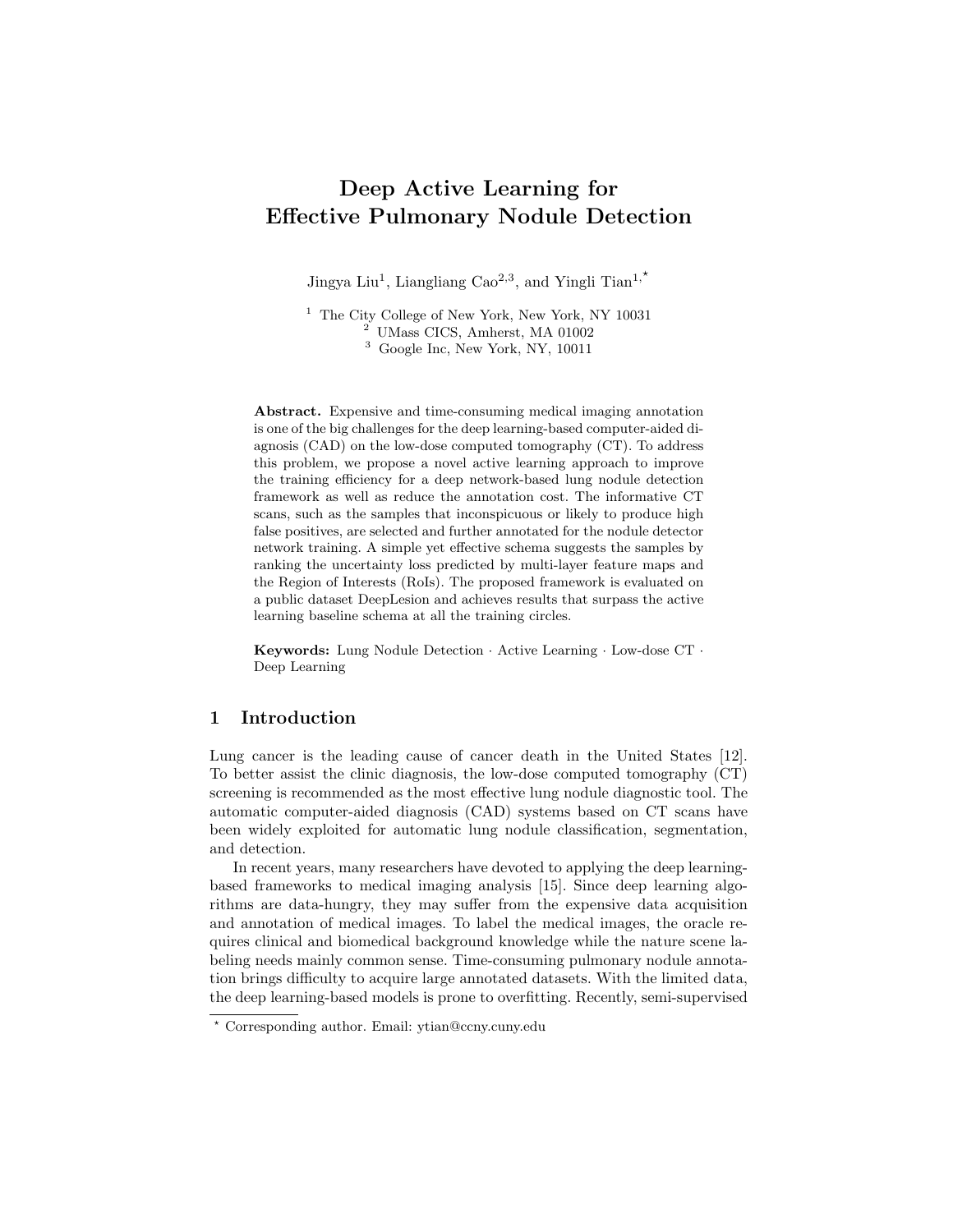# Deep Active Learning for Effective Pulmonary Nodule Detection

Jingya Liu[1], Liangliang Cao[2,3], and Yingli Tian[1,*]

[1] The City College of New York, New York, NY 10031
[2] UMass CICS, Amherst, MA 01002
[3] Google Inc, New York, NY, 10011

**Abstract.** Expensive and time-consuming medical imaging annotation is one of the big challenges for the deep learning-based computer-aided diagnosis (CAD) on the low-dose computed tomography (CT). To address this problem, we propose a novel active learning approach to improve the training efficiency for a deep network-based lung nodule detection framework as well as reduce the annotation cost. The informative CT scans, such as the samples that inconspicuous or likely to produce high false positives, are selected and further annotated for the nodule detector network training. A simple yet effective schema suggests the samples by ranking the uncertainty loss predicted by multi-layer feature maps and the Region of Interests (RoIs). The proposed framework is evaluated on a public dataset DeepLesion and achieves results that surpass the active learning baseline schema at all the training circles.

**Keywords:** Lung Nodule Detection · Active Learning · Low-dose CT · Deep Learning

## 1 Introduction

Lung cancer is the leading cause of cancer death in the United States [12]. To better assist the clinic diagnosis, the low-dose computed tomography (CT) screening is recommended as the most effective lung nodule diagnostic tool. The automatic computer-aided diagnosis (CAD) systems based on CT scans have been widely exploited for automatic lung nodule classification, segmentation, and detection.

In recent years, many researchers have devoted to applying the deep learning-based frameworks to medical imaging analysis [15]. Since deep learning algorithms are data-hungry, they may suffer from the expensive data acquisition and annotation of medical images. To label the medical images, the oracle requires clinical and biomedical background knowledge while the nature scene labeling needs mainly common sense. Time-consuming pulmonary nodule annotation brings difficulty to acquire large annotated datasets. With the limited data, the deep learning-based models is prone to overfitting. Recently, semi-supervised

* Corresponding author. Email: ytian@ccny.cuny.edu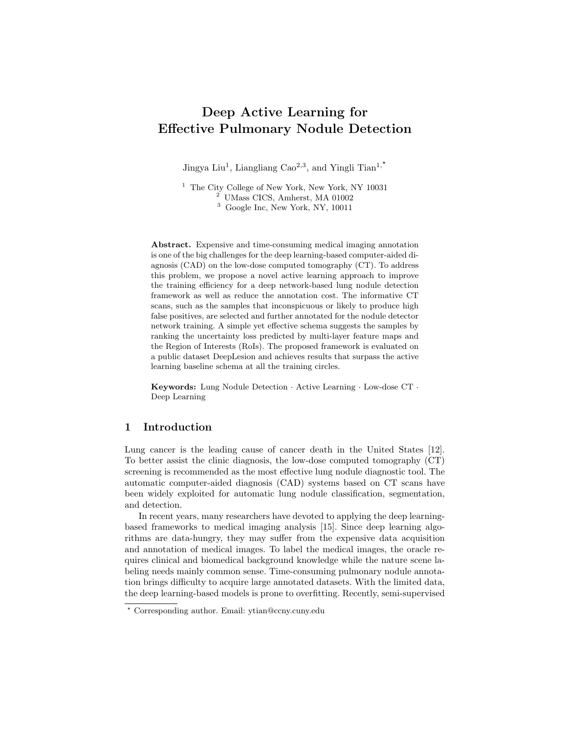# Deep Active Learning for Effective Pulmonary Nodule Detection

Jingya Liu[1], Liangliang Cao[2,3], and Yingli Tian[1,⋆]

[1] The City College of New York, New York, NY 10031
[2] UMass CICS, Amherst, MA 01002
[3] Google Inc, New York, NY, 10011

**Abstract.** Expensive and time-consuming medical imaging annotation is one of the big challenges for the deep learning-based computer-aided diagnosis (CAD) on the low-dose computed tomography (CT). To address this problem, we propose a novel active learning approach to improve the training efficiency for a deep network-based lung nodule detection framework as well as reduce the annotation cost. The informative CT scans, such as the samples that inconspicuous or likely to produce high false positives, are selected and further annotated for the nodule detector network training. A simple yet effective schema suggests the samples by ranking the uncertainty loss predicted by multi-layer feature maps and the Region of Interests (RoIs). The proposed framework is evaluated on a public dataset DeepLesion and achieves results that surpass the active learning baseline schema at all the training circles.

**Keywords:** Lung Nodule Detection · Active Learning · Low-dose CT · Deep Learning

## 1 Introduction

Lung cancer is the leading cause of cancer death in the United States [12]. To better assist the clinic diagnosis, the low-dose computed tomography (CT) screening is recommended as the most effective lung nodule diagnostic tool. The automatic computer-aided diagnosis (CAD) systems based on CT scans have been widely exploited for automatic lung nodule classification, segmentation, and detection.

In recent years, many researchers have devoted to applying the deep learning-based frameworks to medical imaging analysis [15]. Since deep learning algorithms are data-hungry, they may suffer from the expensive data acquisition and annotation of medical images. To label the medical images, the oracle requires clinical and biomedical background knowledge while the nature scene labeling needs mainly common sense. Time-consuming pulmonary nodule annotation brings difficulty to acquire large annotated datasets. With the limited data, the deep learning-based models is prone to overfitting. Recently, semi-supervised

⋆ Corresponding author. Email: ytian@ccny.cuny.edu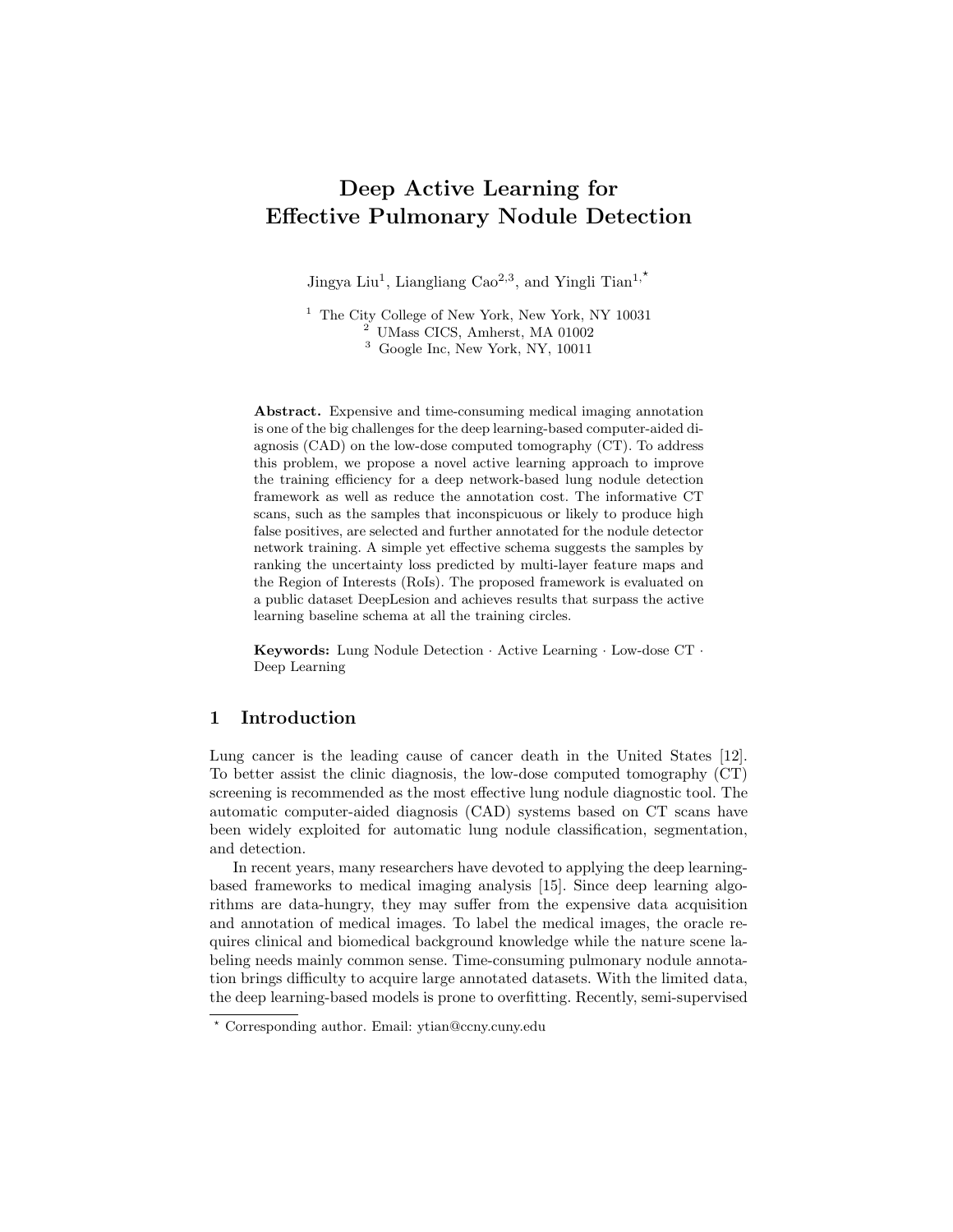# Deep Active Learning for Effective Pulmonary Nodule Detection

Jingya Liu[1], Liangliang Cao[2,3], and Yingli Tian[1,⋆]

[1] The City College of New York, New York, NY 10031
[2] UMass CICS, Amherst, MA 01002
[3] Google Inc, New York, NY, 10011

**Abstract.** Expensive and time-consuming medical imaging annotation is one of the big challenges for the deep learning-based computer-aided diagnosis (CAD) on the low-dose computed tomography (CT). To address this problem, we propose a novel active learning approach to improve the training efficiency for a deep network-based lung nodule detection framework as well as reduce the annotation cost. The informative CT scans, such as the samples that inconspicuous or likely to produce high false positives, are selected and further annotated for the nodule detector network training. A simple yet effective schema suggests the samples by ranking the uncertainty loss predicted by multi-layer feature maps and the Region of Interests (RoIs). The proposed framework is evaluated on a public dataset DeepLesion and achieves results that surpass the active learning baseline schema at all the training circles.

**Keywords:** Lung Nodule Detection · Active Learning · Low-dose CT · Deep Learning

## 1 Introduction

Lung cancer is the leading cause of cancer death in the United States [12]. To better assist the clinic diagnosis, the low-dose computed tomography (CT) screening is recommended as the most effective lung nodule diagnostic tool. The automatic computer-aided diagnosis (CAD) systems based on CT scans have been widely exploited for automatic lung nodule classification, segmentation, and detection.

In recent years, many researchers have devoted to applying the deep learning-based frameworks to medical imaging analysis [15]. Since deep learning algorithms are data-hungry, they may suffer from the expensive data acquisition and annotation of medical images. To label the medical images, the oracle requires clinical and biomedical background knowledge while the nature scene labeling needs mainly common sense. Time-consuming pulmonary nodule annotation brings difficulty to acquire large annotated datasets. With the limited data, the deep learning-based models is prone to overfitting. Recently, semi-supervised

⋆ Corresponding author. Email: ytian@ccny.cuny.edu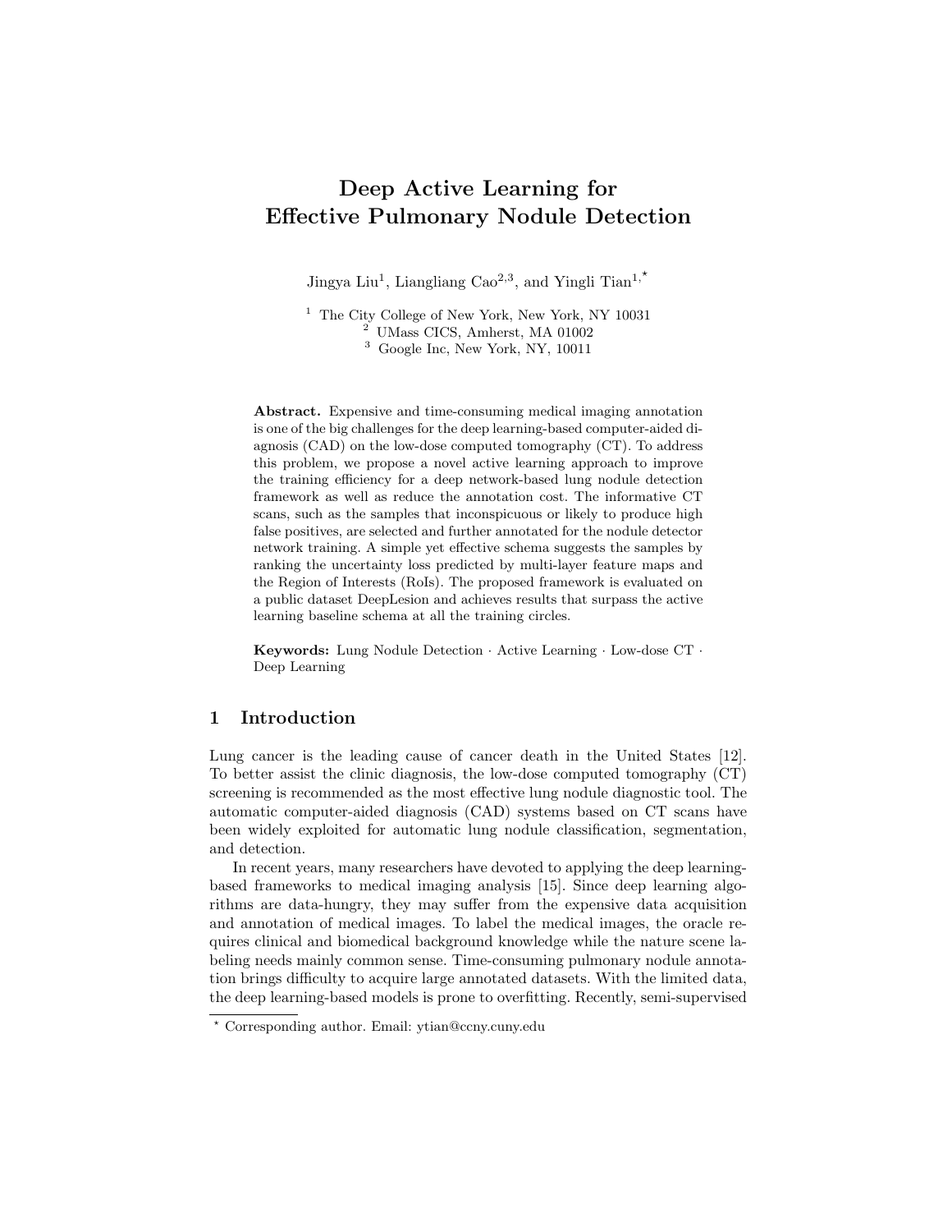# Deep Active Learning for Effective Pulmonary Nodule Detection

Jingya Liu[1], Liangliang Cao[2,3], and Yingli Tian[1,*]

[1] The City College of New York, New York, NY 10031
[2] UMass CICS, Amherst, MA 01002
[3] Google Inc, New York, NY, 10011

**Abstract.** Expensive and time-consuming medical imaging annotation is one of the big challenges for the deep learning-based computer-aided diagnosis (CAD) on the low-dose computed tomography (CT). To address this problem, we propose a novel active learning approach to improve the training efficiency for a deep network-based lung nodule detection framework as well as reduce the annotation cost. The informative CT scans, such as the samples that inconspicuous or likely to produce high false positives, are selected and further annotated for the nodule detector network training. A simple yet effective schema suggests the samples by ranking the uncertainty loss predicted by multi-layer feature maps and the Region of Interests (RoIs). The proposed framework is evaluated on a public dataset DeepLesion and achieves results that surpass the active learning baseline schema at all the training circles.

**Keywords:** Lung Nodule Detection · Active Learning · Low-dose CT · Deep Learning

## 1 Introduction

Lung cancer is the leading cause of cancer death in the United States [12]. To better assist the clinic diagnosis, the low-dose computed tomography (CT) screening is recommended as the most effective lung nodule diagnostic tool. The automatic computer-aided diagnosis (CAD) systems based on CT scans have been widely exploited for automatic lung nodule classification, segmentation, and detection.

In recent years, many researchers have devoted to applying the deep learning-based frameworks to medical imaging analysis [15]. Since deep learning algorithms are data-hungry, they may suffer from the expensive data acquisition and annotation of medical images. To label the medical images, the oracle requires clinical and biomedical background knowledge while the nature scene labeling needs mainly common sense. Time-consuming pulmonary nodule annotation brings difficulty to acquire large annotated datasets. With the limited data, the deep learning-based models is prone to overfitting. Recently, semi-supervised

* Corresponding author. Email: ytian@ccny.cuny.edu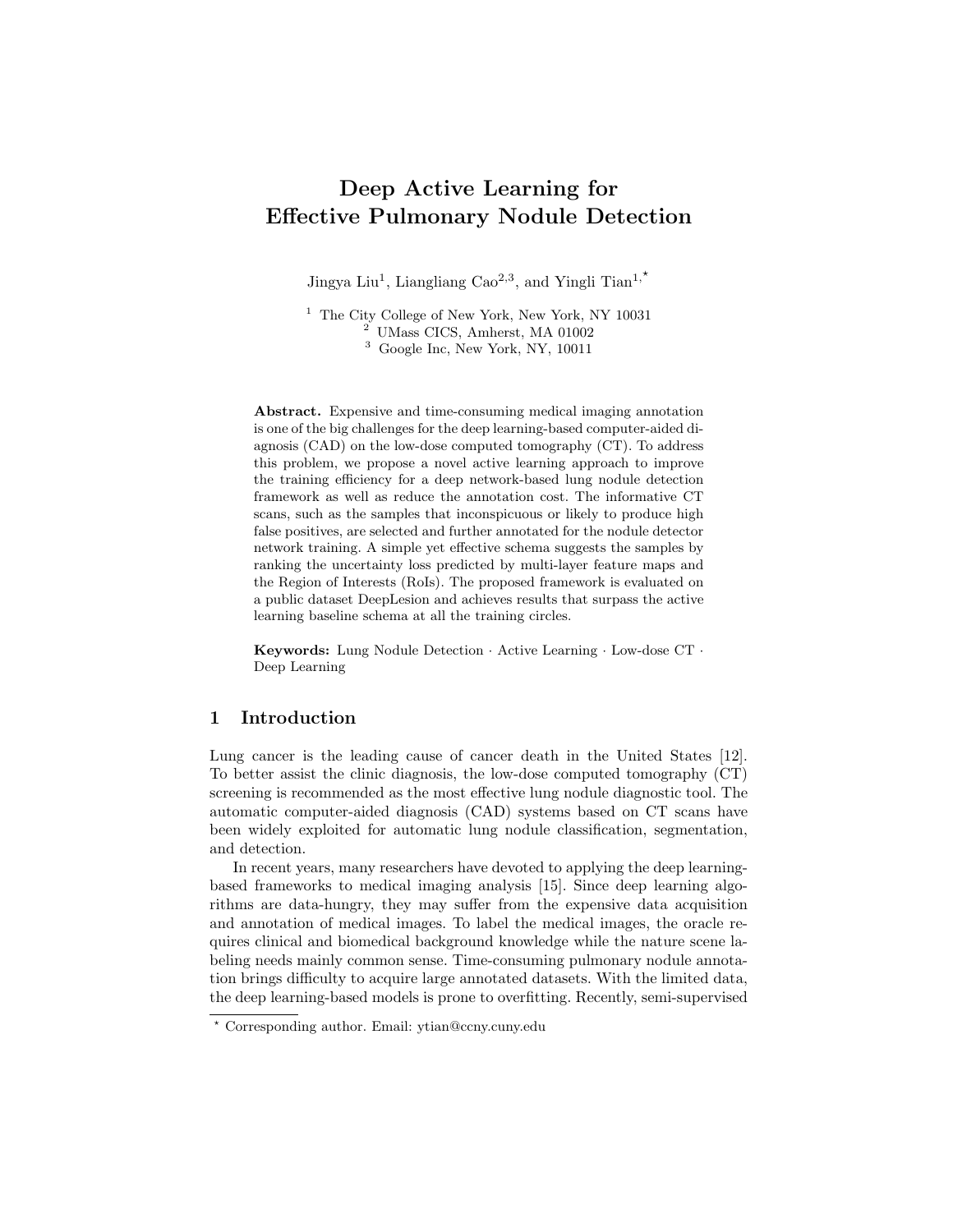# Deep Active Learning for Effective Pulmonary Nodule Detection

Jingya Liu[1], Liangliang Cao[2,3], and Yingli Tian[1,⋆]

[1] The City College of New York, New York, NY 10031
[2] UMass CICS, Amherst, MA 01002
[3] Google Inc, New York, NY, 10011

**Abstract.** Expensive and time-consuming medical imaging annotation is one of the big challenges for the deep learning-based computer-aided diagnosis (CAD) on the low-dose computed tomography (CT). To address this problem, we propose a novel active learning approach to improve the training efficiency for a deep network-based lung nodule detection framework as well as reduce the annotation cost. The informative CT scans, such as the samples that inconspicuous or likely to produce high false positives, are selected and further annotated for the nodule detector network training. A simple yet effective schema suggests the samples by ranking the uncertainty loss predicted by multi-layer feature maps and the Region of Interests (RoIs). The proposed framework is evaluated on a public dataset DeepLesion and achieves results that surpass the active learning baseline schema at all the training circles.

**Keywords:** Lung Nodule Detection · Active Learning · Low-dose CT · Deep Learning

## 1 Introduction

Lung cancer is the leading cause of cancer death in the United States [12]. To better assist the clinic diagnosis, the low-dose computed tomography (CT) screening is recommended as the most effective lung nodule diagnostic tool. The automatic computer-aided diagnosis (CAD) systems based on CT scans have been widely exploited for automatic lung nodule classification, segmentation, and detection.

In recent years, many researchers have devoted to applying the deep learning-based frameworks to medical imaging analysis [15]. Since deep learning algorithms are data-hungry, they may suffer from the expensive data acquisition and annotation of medical images. To label the medical images, the oracle requires clinical and biomedical background knowledge while the nature scene labeling needs mainly common sense. Time-consuming pulmonary nodule annotation brings difficulty to acquire large annotated datasets. With the limited data, the deep learning-based models is prone to overfitting. Recently, semi-supervised

⋆ Corresponding author. Email: ytian@ccny.cuny.edu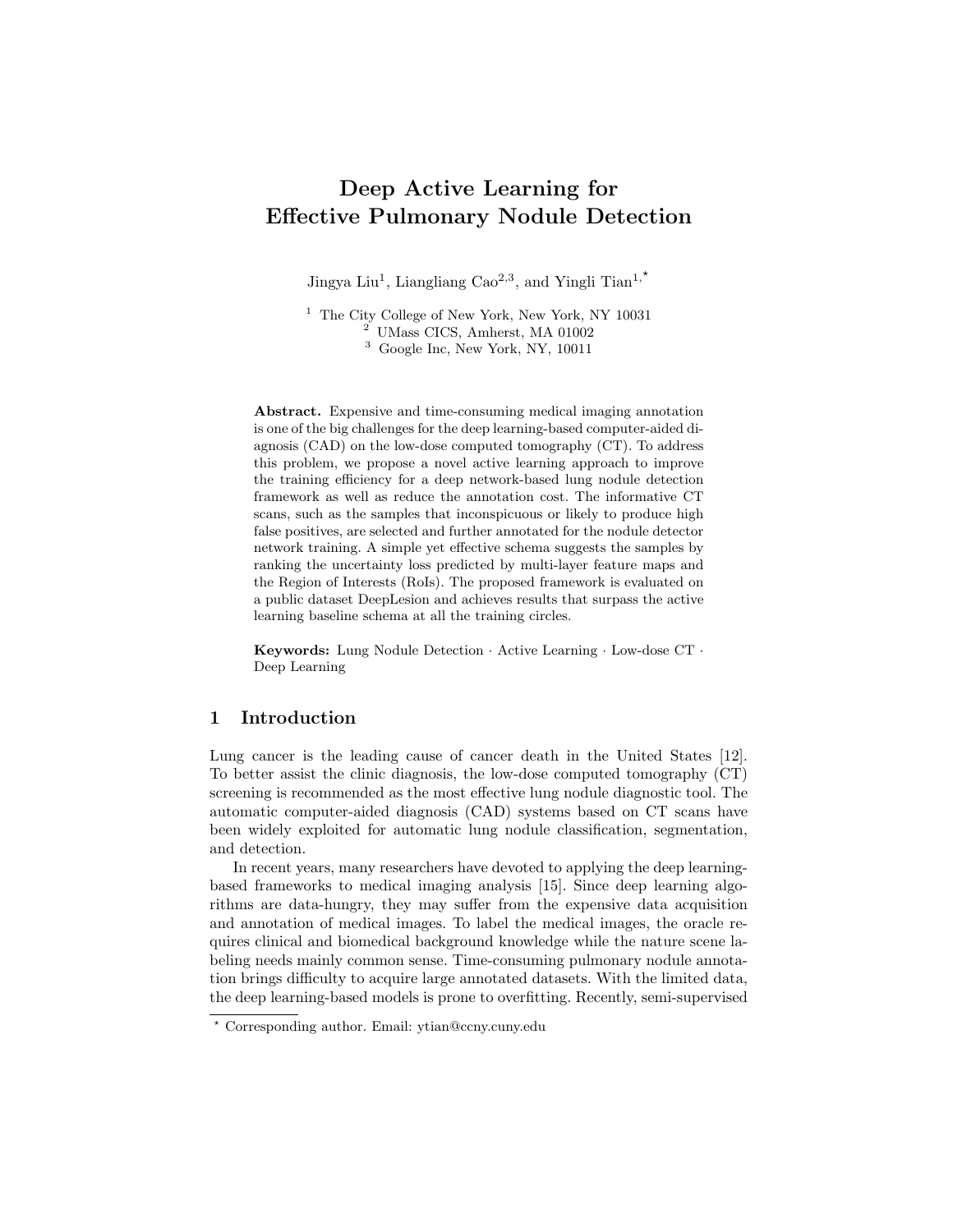# Deep Active Learning for Effective Pulmonary Nodule Detection

Jingya Liu[1], Liangliang Cao[2,3], and Yingli Tian[1,*]

[1] The City College of New York, New York, NY 10031
[2] UMass CICS, Amherst, MA 01002
[3] Google Inc, New York, NY, 10011

**Abstract.** Expensive and time-consuming medical imaging annotation is one of the big challenges for the deep learning-based computer-aided diagnosis (CAD) on the low-dose computed tomography (CT). To address this problem, we propose a novel active learning approach to improve the training efficiency for a deep network-based lung nodule detection framework as well as reduce the annotation cost. The informative CT scans, such as the samples that inconspicuous or likely to produce high false positives, are selected and further annotated for the nodule detector network training. A simple yet effective schema suggests the samples by ranking the uncertainty loss predicted by multi-layer feature maps and the Region of Interests (RoIs). The proposed framework is evaluated on a public dataset DeepLesion and achieves results that surpass the active learning baseline schema at all the training circles.

**Keywords:** Lung Nodule Detection · Active Learning · Low-dose CT · Deep Learning

## 1 Introduction

Lung cancer is the leading cause of cancer death in the United States [12]. To better assist the clinic diagnosis, the low-dose computed tomography (CT) screening is recommended as the most effective lung nodule diagnostic tool. The automatic computer-aided diagnosis (CAD) systems based on CT scans have been widely exploited for automatic lung nodule classification, segmentation, and detection.

In recent years, many researchers have devoted to applying the deep learning-based frameworks to medical imaging analysis [15]. Since deep learning algorithms are data-hungry, they may suffer from the expensive data acquisition and annotation of medical images. To label the medical images, the oracle requires clinical and biomedical background knowledge while the nature scene labeling needs mainly common sense. Time-consuming pulmonary nodule annotation brings difficulty to acquire large annotated datasets. With the limited data, the deep learning-based models is prone to overfitting. Recently, semi-supervised

* Corresponding author. Email: ytian@ccny.cuny.edu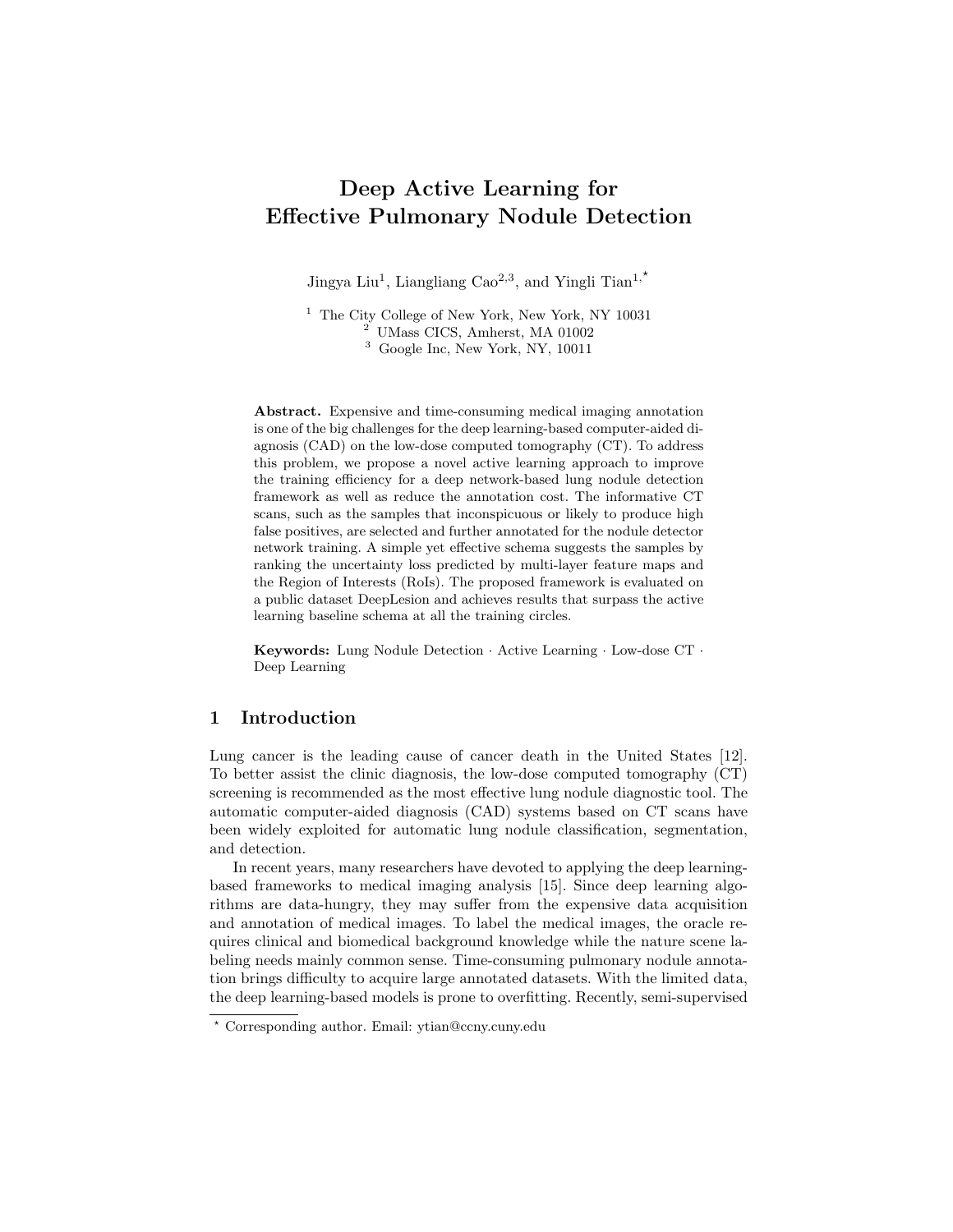# Deep Active Learning for Effective Pulmonary Nodule Detection

Jingya Liu[1], Liangliang Cao[2,3], and Yingli Tian[1,⋆]

[1] The City College of New York, New York, NY 10031
[2] UMass CICS, Amherst, MA 01002
[3] Google Inc, New York, NY, 10011

**Abstract.** Expensive and time-consuming medical imaging annotation is one of the big challenges for the deep learning-based computer-aided diagnosis (CAD) on the low-dose computed tomography (CT). To address this problem, we propose a novel active learning approach to improve the training efficiency for a deep network-based lung nodule detection framework as well as reduce the annotation cost. The informative CT scans, such as the samples that inconspicuous or likely to produce high false positives, are selected and further annotated for the nodule detector network training. A simple yet effective schema suggests the samples by ranking the uncertainty loss predicted by multi-layer feature maps and the Region of Interests (RoIs). The proposed framework is evaluated on a public dataset DeepLesion and achieves results that surpass the active learning baseline schema at all the training circles.

**Keywords:** Lung Nodule Detection · Active Learning · Low-dose CT · Deep Learning

## 1 Introduction

Lung cancer is the leading cause of cancer death in the United States [12]. To better assist the clinic diagnosis, the low-dose computed tomography (CT) screening is recommended as the most effective lung nodule diagnostic tool. The automatic computer-aided diagnosis (CAD) systems based on CT scans have been widely exploited for automatic lung nodule classification, segmentation, and detection.

In recent years, many researchers have devoted to applying the deep learning-based frameworks to medical imaging analysis [15]. Since deep learning algorithms are data-hungry, they may suffer from the expensive data acquisition and annotation of medical images. To label the medical images, the oracle requires clinical and biomedical background knowledge while the nature scene labeling needs mainly common sense. Time-consuming pulmonary nodule annotation brings difficulty to acquire large annotated datasets. With the limited data, the deep learning-based models is prone to overfitting. Recently, semi-supervised

⋆ Corresponding author. Email: ytian@ccny.cuny.edu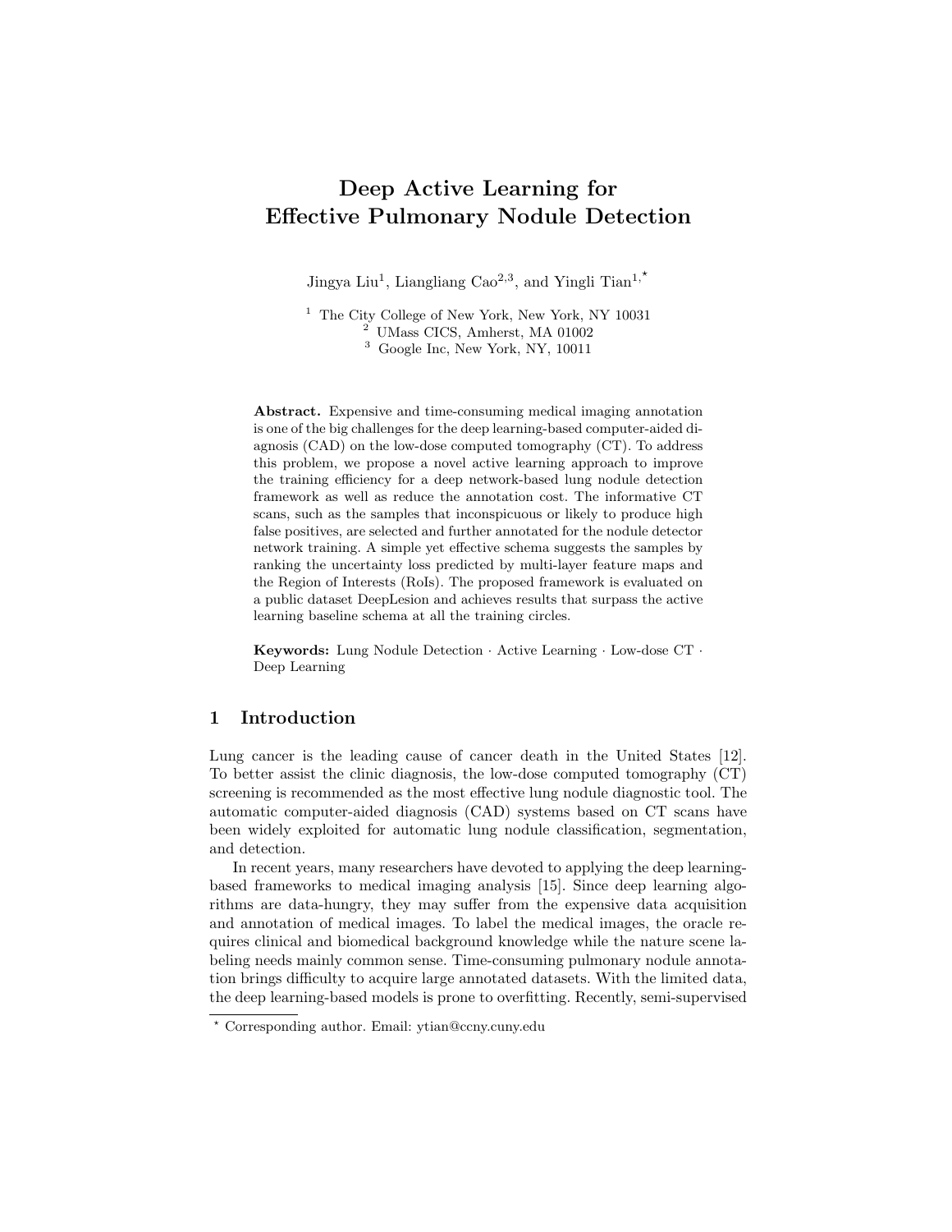# Deep Active Learning for Effective Pulmonary Nodule Detection

Jingya Liu[1], Liangliang Cao[2,3], and Yingli Tian[1,⋆]

[1] The City College of New York, New York, NY 10031
[2] UMass CICS, Amherst, MA 01002
[3] Google Inc, New York, NY, 10011

**Abstract.** Expensive and time-consuming medical imaging annotation is one of the big challenges for the deep learning-based computer-aided diagnosis (CAD) on the low-dose computed tomography (CT). To address this problem, we propose a novel active learning approach to improve the training efficiency for a deep network-based lung nodule detection framework as well as reduce the annotation cost. The informative CT scans, such as the samples that inconspicuous or likely to produce high false positives, are selected and further annotated for the nodule detector network training. A simple yet effective schema suggests the samples by ranking the uncertainty loss predicted by multi-layer feature maps and the Region of Interests (RoIs). The proposed framework is evaluated on a public dataset DeepLesion and achieves results that surpass the active learning baseline schema at all the training circles.

**Keywords:** Lung Nodule Detection · Active Learning · Low-dose CT · Deep Learning

## 1 Introduction

Lung cancer is the leading cause of cancer death in the United States [12]. To better assist the clinic diagnosis, the low-dose computed tomography (CT) screening is recommended as the most effective lung nodule diagnostic tool. The automatic computer-aided diagnosis (CAD) systems based on CT scans have been widely exploited for automatic lung nodule classification, segmentation, and detection.

In recent years, many researchers have devoted to applying the deep learning-based frameworks to medical imaging analysis [15]. Since deep learning algorithms are data-hungry, they may suffer from the expensive data acquisition and annotation of medical images. To label the medical images, the oracle requires clinical and biomedical background knowledge while the nature scene labeling needs mainly common sense. Time-consuming pulmonary nodule annotation brings difficulty to acquire large annotated datasets. With the limited data, the deep learning-based models is prone to overfitting. Recently, semi-supervised

⋆ Corresponding author. Email: ytian@ccny.cuny.edu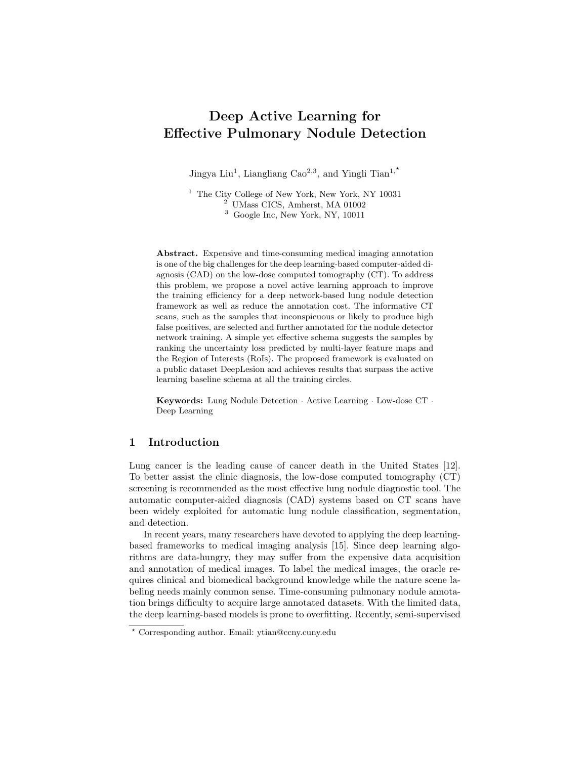# Deep Active Learning for Effective Pulmonary Nodule Detection

Jingya Liu[1], Liangliang Cao[2,3], and Yingli Tian[1,⋆]

[1] The City College of New York, New York, NY 10031
[2] UMass CICS, Amherst, MA 01002
[3] Google Inc, New York, NY, 10011

**Abstract.** Expensive and time-consuming medical imaging annotation is one of the big challenges for the deep learning-based computer-aided diagnosis (CAD) on the low-dose computed tomography (CT). To address this problem, we propose a novel active learning approach to improve the training efficiency for a deep network-based lung nodule detection framework as well as reduce the annotation cost. The informative CT scans, such as the samples that inconspicuous or likely to produce high false positives, are selected and further annotated for the nodule detector network training. A simple yet effective schema suggests the samples by ranking the uncertainty loss predicted by multi-layer feature maps and the Region of Interests (RoIs). The proposed framework is evaluated on a public dataset DeepLesion and achieves results that surpass the active learning baseline schema at all the training circles.

**Keywords:** Lung Nodule Detection · Active Learning · Low-dose CT · Deep Learning

## 1 Introduction

Lung cancer is the leading cause of cancer death in the United States [12]. To better assist the clinic diagnosis, the low-dose computed tomography (CT) screening is recommended as the most effective lung nodule diagnostic tool. The automatic computer-aided diagnosis (CAD) systems based on CT scans have been widely exploited for automatic lung nodule classification, segmentation, and detection.

In recent years, many researchers have devoted to applying the deep learning-based frameworks to medical imaging analysis [15]. Since deep learning algorithms are data-hungry, they may suffer from the expensive data acquisition and annotation of medical images. To label the medical images, the oracle requires clinical and biomedical background knowledge while the nature scene labeling needs mainly common sense. Time-consuming pulmonary nodule annotation brings difficulty to acquire large annotated datasets. With the limited data, the deep learning-based models is prone to overfitting. Recently, semi-supervised

⋆ Corresponding author. Email: ytian@ccny.cuny.edu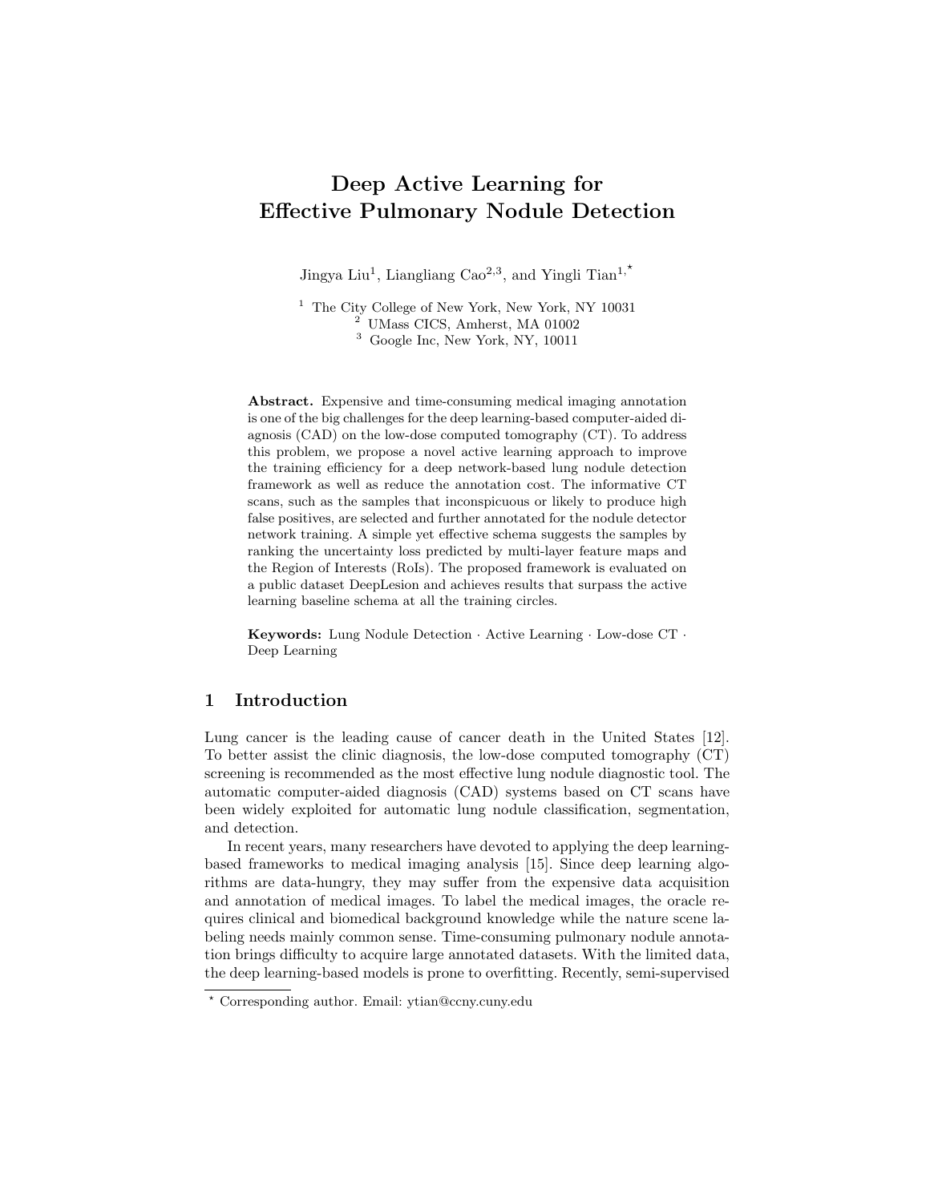# Deep Active Learning for Effective Pulmonary Nodule Detection

Jingya Liu[1], Liangliang Cao[2,3], and Yingli Tian[1,⋆]

[1] The City College of New York, New York, NY 10031
[2] UMass CICS, Amherst, MA 01002
[3] Google Inc, New York, NY, 10011

**Abstract.** Expensive and time-consuming medical imaging annotation is one of the big challenges for the deep learning-based computer-aided diagnosis (CAD) on the low-dose computed tomography (CT). To address this problem, we propose a novel active learning approach to improve the training efficiency for a deep network-based lung nodule detection framework as well as reduce the annotation cost. The informative CT scans, such as the samples that inconspicuous or likely to produce high false positives, are selected and further annotated for the nodule detector network training. A simple yet effective schema suggests the samples by ranking the uncertainty loss predicted by multi-layer feature maps and the Region of Interests (RoIs). The proposed framework is evaluated on a public dataset DeepLesion and achieves results that surpass the active learning baseline schema at all the training circles.

**Keywords:** Lung Nodule Detection · Active Learning · Low-dose CT · Deep Learning

## 1 Introduction

Lung cancer is the leading cause of cancer death in the United States [12]. To better assist the clinic diagnosis, the low-dose computed tomography (CT) screening is recommended as the most effective lung nodule diagnostic tool. The automatic computer-aided diagnosis (CAD) systems based on CT scans have been widely exploited for automatic lung nodule classification, segmentation, and detection.

In recent years, many researchers have devoted to applying the deep learning-based frameworks to medical imaging analysis [15]. Since deep learning algorithms are data-hungry, they may suffer from the expensive data acquisition and annotation of medical images. To label the medical images, the oracle requires clinical and biomedical background knowledge while the nature scene labeling needs mainly common sense. Time-consuming pulmonary nodule annotation brings difficulty to acquire large annotated datasets. With the limited data, the deep learning-based models is prone to overfitting. Recently, semi-supervised

⋆ Corresponding author. Email: ytian@ccny.cuny.edu